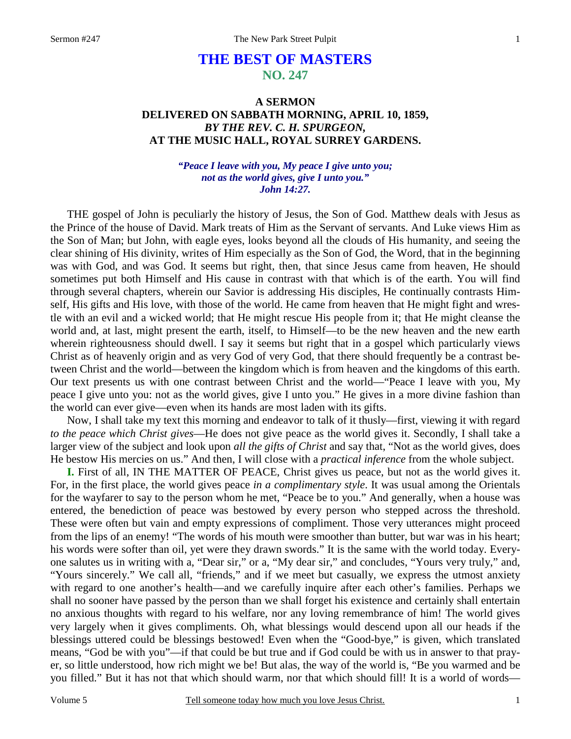# THE BEST OF MASTERS
## NO. 247

### A SERMON
### DELIVERED ON SABBATH MORNING, APRIL 10, 1859,
### *BY THE REV. C. H. SPURGEON,*
### AT THE MUSIC HALL, ROYAL SURREY GARDENS.

***"Peace I leave with you, My peace I give unto you; not as the world gives, give I unto you." John 14:27.***

THE gospel of John is peculiarly the history of Jesus, the Son of God. Matthew deals with Jesus as the Prince of the house of David. Mark treats of Him as the Servant of servants. And Luke views Him as the Son of Man; but John, with eagle eyes, looks beyond all the clouds of His humanity, and seeing the clear shining of His divinity, writes of Him especially as the Son of God, the Word, that in the beginning was with God, and was God. It seems but right, then, that since Jesus came from heaven, He should sometimes put both Himself and His cause in contrast with that which is of the earth. You will find through several chapters, wherein our Savior is addressing His disciples, He continually contrasts Himself, His gifts and His love, with those of the world. He came from heaven that He might fight and wrestle with an evil and a wicked world; that He might rescue His people from it; that He might cleanse the world and, at last, might present the earth, itself, to Himself—to be the new heaven and the new earth wherein righteousness should dwell. I say it seems but right that in a gospel which particularly views Christ as of heavenly origin and as very God of very God, that there should frequently be a contrast between Christ and the world—between the kingdom which is from heaven and the kingdoms of this earth. Our text presents us with one contrast between Christ and the world—"Peace I leave with you, My peace I give unto you: not as the world gives, give I unto you." He gives in a more divine fashion than the world can ever give—even when its hands are most laden with its gifts.

Now, I shall take my text this morning and endeavor to talk of it thusly—first, viewing it with regard *to the peace which Christ gives*—He does not give peace as the world gives it. Secondly, I shall take a larger view of the subject and look upon *all the gifts of Christ* and say that, "Not as the world gives, does He bestow His mercies on us." And then, I will close with a *practical inference* from the whole subject.

**I.** First of all, IN THE MATTER OF PEACE, Christ gives us peace, but not as the world gives it. For, in the first place, the world gives peace *in a complimentary style*. It was usual among the Orientals for the wayfarer to say to the person whom he met, "Peace be to you." And generally, when a house was entered, the benediction of peace was bestowed by every person who stepped across the threshold. These were often but vain and empty expressions of compliment. Those very utterances might proceed from the lips of an enemy! "The words of his mouth were smoother than butter, but war was in his heart; his words were softer than oil, yet were they drawn swords." It is the same with the world today. Everyone salutes us in writing with a, "Dear sir," or a, "My dear sir," and concludes, "Yours very truly," and, "Yours sincerely." We call all, "friends," and if we meet but casually, we express the utmost anxiety with regard to one another's health—and we carefully inquire after each other's families. Perhaps we shall no sooner have passed by the person than we shall forget his existence and certainly shall entertain no anxious thoughts with regard to his welfare, nor any loving remembrance of him! The world gives very largely when it gives compliments. Oh, what blessings would descend upon all our heads if the blessings uttered could be blessings bestowed! Even when the "Good-bye," is given, which translated means, "God be with you"—if that could be but true and if God could be with us in answer to that prayer, so little understood, how rich might we be! But alas, the way of the world is, "Be you warmed and be you filled." But it has not that which should warm, nor that which should fill! It is a world of words—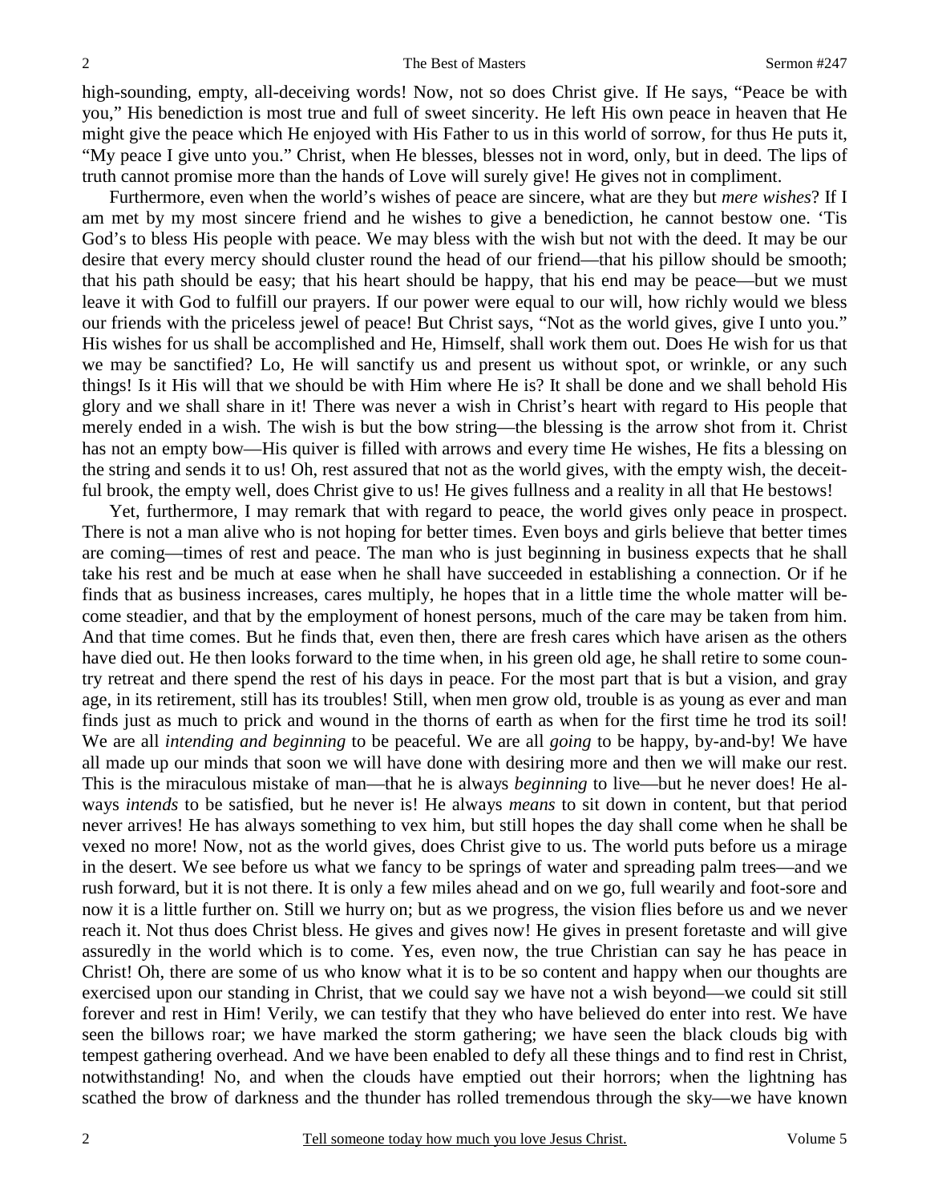high-sounding, empty, all-deceiving words! Now, not so does Christ give. If He says, "Peace be with you," His benediction is most true and full of sweet sincerity. He left His own peace in heaven that He might give the peace which He enjoyed with His Father to us in this world of sorrow, for thus He puts it, "My peace I give unto you." Christ, when He blesses, blesses not in word, only, but in deed. The lips of truth cannot promise more than the hands of Love will surely give! He gives not in compliment.

Furthermore, even when the world's wishes of peace are sincere, what are they but *mere wishes*? If I am met by my most sincere friend and he wishes to give a benediction, he cannot bestow one. 'Tis God's to bless His people with peace. We may bless with the wish but not with the deed. It may be our desire that every mercy should cluster round the head of our friend—that his pillow should be smooth; that his path should be easy; that his heart should be happy, that his end may be peace—but we must leave it with God to fulfill our prayers. If our power were equal to our will, how richly would we bless our friends with the priceless jewel of peace! But Christ says, "Not as the world gives, give I unto you." His wishes for us shall be accomplished and He, Himself, shall work them out. Does He wish for us that we may be sanctified? Lo, He will sanctify us and present us without spot, or wrinkle, or any such things! Is it His will that we should be with Him where He is? It shall be done and we shall behold His glory and we shall share in it! There was never a wish in Christ's heart with regard to His people that merely ended in a wish. The wish is but the bow string—the blessing is the arrow shot from it. Christ has not an empty bow—His quiver is filled with arrows and every time He wishes, He fits a blessing on the string and sends it to us! Oh, rest assured that not as the world gives, with the empty wish, the deceitful brook, the empty well, does Christ give to us! He gives fullness and a reality in all that He bestows!

Yet, furthermore, I may remark that with regard to peace, the world gives only peace in prospect. There is not a man alive who is not hoping for better times. Even boys and girls believe that better times are coming—times of rest and peace. The man who is just beginning in business expects that he shall take his rest and be much at ease when he shall have succeeded in establishing a connection. Or if he finds that as business increases, cares multiply, he hopes that in a little time the whole matter will become steadier, and that by the employment of honest persons, much of the care may be taken from him. And that time comes. But he finds that, even then, there are fresh cares which have arisen as the others have died out. He then looks forward to the time when, in his green old age, he shall retire to some country retreat and there spend the rest of his days in peace. For the most part that is but a vision, and gray age, in its retirement, still has its troubles! Still, when men grow old, trouble is as young as ever and man finds just as much to prick and wound in the thorns of earth as when for the first time he trod its soil! We are all *intending and beginning* to be peaceful. We are all *going* to be happy, by-and-by! We have all made up our minds that soon we will have done with desiring more and then we will make our rest. This is the miraculous mistake of man—that he is always *beginning* to live—but he never does! He always *intends* to be satisfied, but he never is! He always *means* to sit down in content, but that period never arrives! He has always something to vex him, but still hopes the day shall come when he shall be vexed no more! Now, not as the world gives, does Christ give to us. The world puts before us a mirage in the desert. We see before us what we fancy to be springs of water and spreading palm trees—and we rush forward, but it is not there. It is only a few miles ahead and on we go, full wearily and foot-sore and now it is a little further on. Still we hurry on; but as we progress, the vision flies before us and we never reach it. Not thus does Christ bless. He gives and gives now! He gives in present foretaste and will give assuredly in the world which is to come. Yes, even now, the true Christian can say he has peace in Christ! Oh, there are some of us who know what it is to be so content and happy when our thoughts are exercised upon our standing in Christ, that we could say we have not a wish beyond—we could sit still forever and rest in Him! Verily, we can testify that they who have believed do enter into rest. We have seen the billows roar; we have marked the storm gathering; we have seen the black clouds big with tempest gathering overhead. And we have been enabled to defy all these things and to find rest in Christ, notwithstanding! No, and when the clouds have emptied out their horrors; when the lightning has scathed the brow of darkness and the thunder has rolled tremendous through the sky—we have known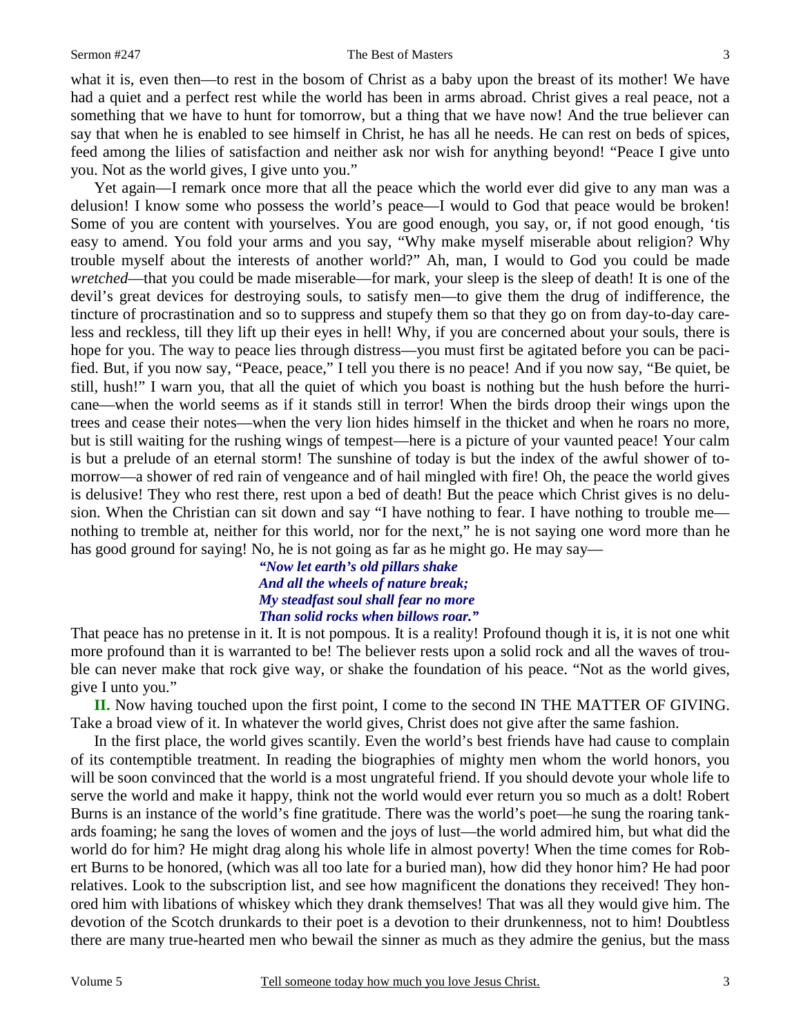what it is, even then—to rest in the bosom of Christ as a baby upon the breast of its mother! We have had a quiet and a perfect rest while the world has been in arms abroad. Christ gives a real peace, not a something that we have to hunt for tomorrow, but a thing that we have now! And the true believer can say that when he is enabled to see himself in Christ, he has all he needs. He can rest on beds of spices, feed among the lilies of satisfaction and neither ask nor wish for anything beyond! "Peace I give unto you. Not as the world gives, I give unto you."

Yet again—I remark once more that all the peace which the world ever did give to any man was a delusion! I know some who possess the world's peace—I would to God that peace would be broken! Some of you are content with yourselves. You are good enough, you say, or, if not good enough, 'tis easy to amend. You fold your arms and you say, "Why make myself miserable about religion? Why trouble myself about the interests of another world?" Ah, man, I would to God you could be made *wretched*—that you could be made miserable—for mark, your sleep is the sleep of death! It is one of the devil's great devices for destroying souls, to satisfy men—to give them the drug of indifference, the tincture of procrastination and so to suppress and stupefy them so that they go on from day-to-day careless and reckless, till they lift up their eyes in hell! Why, if you are concerned about your souls, there is hope for you. The way to peace lies through distress—you must first be agitated before you can be pacified. But, if you now say, "Peace, peace," I tell you there is no peace! And if you now say, "Be quiet, be still, hush!" I warn you, that all the quiet of which you boast is nothing but the hush before the hurricane—when the world seems as if it stands still in terror! When the birds droop their wings upon the trees and cease their notes—when the very lion hides himself in the thicket and when he roars no more, but is still waiting for the rushing wings of tempest—here is a picture of your vaunted peace! Your calm is but a prelude of an eternal storm! The sunshine of today is but the index of the awful shower of tomorrow—a shower of red rain of vengeance and of hail mingled with fire! Oh, the peace the world gives is delusive! They who rest there, rest upon a bed of death! But the peace which Christ gives is no delusion. When the Christian can sit down and say "I have nothing to fear. I have nothing to trouble me—nothing to tremble at, neither for this world, nor for the next," he is not saying one word more than he has good ground for saying! No, he is not going as far as he might go. He may say—

> ***"Now let earth's old pillars shake***
> ***And all the wheels of nature break;***
> ***My steadfast soul shall fear no more***
> ***Than solid rocks when billows roar."***

That peace has no pretense in it. It is not pompous. It is a reality! Profound though it is, it is not one whit more profound than it is warranted to be! The believer rests upon a solid rock and all the waves of trouble can never make that rock give way, or shake the foundation of his peace. "Not as the world gives, give I unto you."

**II.** Now having touched upon the first point, I come to the second IN THE MATTER OF GIVING. Take a broad view of it. In whatever the world gives, Christ does not give after the same fashion.

In the first place, the world gives scantily. Even the world's best friends have had cause to complain of its contemptible treatment. In reading the biographies of mighty men whom the world honors, you will be soon convinced that the world is a most ungrateful friend. If you should devote your whole life to serve the world and make it happy, think not the world would ever return you so much as a dolt! Robert Burns is an instance of the world's fine gratitude. There was the world's poet—he sung the roaring tankards foaming; he sang the loves of women and the joys of lust—the world admired him, but what did the world do for him? He might drag along his whole life in almost poverty! When the time comes for Robert Burns to be honored, (which was all too late for a buried man), how did they honor him? He had poor relatives. Look to the subscription list, and see how magnificent the donations they received! They honored him with libations of whiskey which they drank themselves! That was all they would give him. The devotion of the Scotch drunkards to their poet is a devotion to their drunkenness, not to him! Doubtless there are many true-hearted men who bewail the sinner as much as they admire the genius, but the mass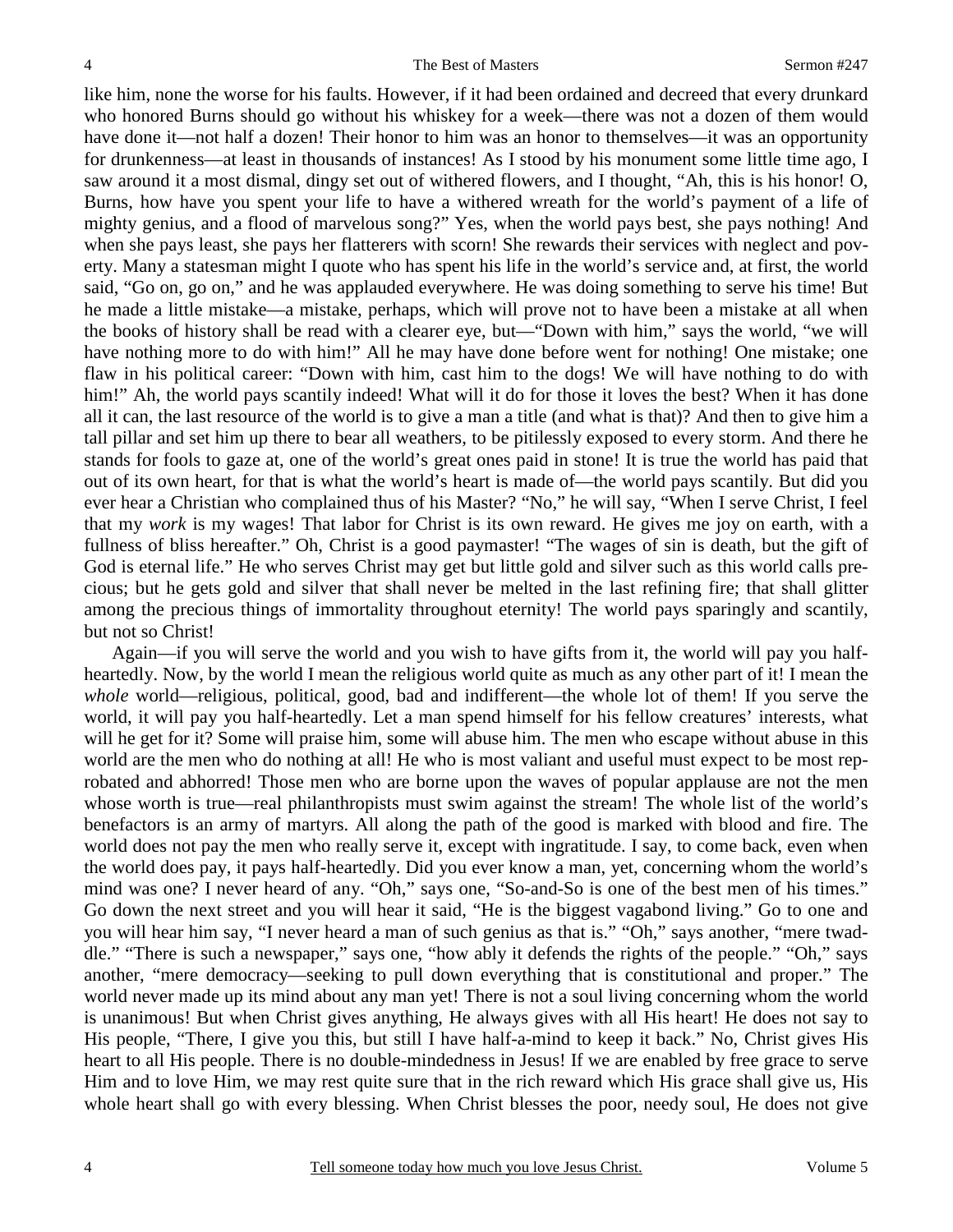like him, none the worse for his faults. However, if it had been ordained and decreed that every drunkard who honored Burns should go without his whiskey for a week—there was not a dozen of them would have done it—not half a dozen! Their honor to him was an honor to themselves—it was an opportunity for drunkenness—at least in thousands of instances! As I stood by his monument some little time ago, I saw around it a most dismal, dingy set out of withered flowers, and I thought, "Ah, this is his honor! O, Burns, how have you spent your life to have a withered wreath for the world's payment of a life of mighty genius, and a flood of marvelous song?" Yes, when the world pays best, she pays nothing! And when she pays least, she pays her flatterers with scorn! She rewards their services with neglect and poverty. Many a statesman might I quote who has spent his life in the world's service and, at first, the world said, "Go on, go on," and he was applauded everywhere. He was doing something to serve his time! But he made a little mistake—a mistake, perhaps, which will prove not to have been a mistake at all when the books of history shall be read with a clearer eye, but—"Down with him," says the world, "we will have nothing more to do with him!" All he may have done before went for nothing! One mistake; one flaw in his political career: "Down with him, cast him to the dogs! We will have nothing to do with him!" Ah, the world pays scantily indeed! What will it do for those it loves the best? When it has done all it can, the last resource of the world is to give a man a title (and what is that)? And then to give him a tall pillar and set him up there to bear all weathers, to be pitilessly exposed to every storm. And there he stands for fools to gaze at, one of the world's great ones paid in stone! It is true the world has paid that out of its own heart, for that is what the world's heart is made of—the world pays scantily. But did you ever hear a Christian who complained thus of his Master? "No," he will say, "When I serve Christ, I feel that my *work* is my wages! That labor for Christ is its own reward. He gives me joy on earth, with a fullness of bliss hereafter." Oh, Christ is a good paymaster! "The wages of sin is death, but the gift of God is eternal life." He who serves Christ may get but little gold and silver such as this world calls precious; but he gets gold and silver that shall never be melted in the last refining fire; that shall glitter among the precious things of immortality throughout eternity! The world pays sparingly and scantily, but not so Christ!

Again—if you will serve the world and you wish to have gifts from it, the world will pay you half-heartedly. Now, by the world I mean the religious world quite as much as any other part of it! I mean the *whole* world—religious, political, good, bad and indifferent—the whole lot of them! If you serve the world, it will pay you half-heartedly. Let a man spend himself for his fellow creatures' interests, what will he get for it? Some will praise him, some will abuse him. The men who escape without abuse in this world are the men who do nothing at all! He who is most valiant and useful must expect to be most reprobated and abhorred! Those men who are borne upon the waves of popular applause are not the men whose worth is true—real philanthropists must swim against the stream! The whole list of the world's benefactors is an army of martyrs. All along the path of the good is marked with blood and fire. The world does not pay the men who really serve it, except with ingratitude. I say, to come back, even when the world does pay, it pays half-heartedly. Did you ever know a man, yet, concerning whom the world's mind was one? I never heard of any. "Oh," says one, "So-and-So is one of the best men of his times." Go down the next street and you will hear it said, "He is the biggest vagabond living." Go to one and you will hear him say, "I never heard a man of such genius as that is." "Oh," says another, "mere twaddle." "There is such a newspaper," says one, "how ably it defends the rights of the people." "Oh," says another, "mere democracy—seeking to pull down everything that is constitutional and proper." The world never made up its mind about any man yet! There is not a soul living concerning whom the world is unanimous! But when Christ gives anything, He always gives with all His heart! He does not say to His people, "There, I give you this, but still I have half-a-mind to keep it back." No, Christ gives His heart to all His people. There is no double-mindedness in Jesus! If we are enabled by free grace to serve Him and to love Him, we may rest quite sure that in the rich reward which His grace shall give us, His whole heart shall go with every blessing. When Christ blesses the poor, needy soul, He does not give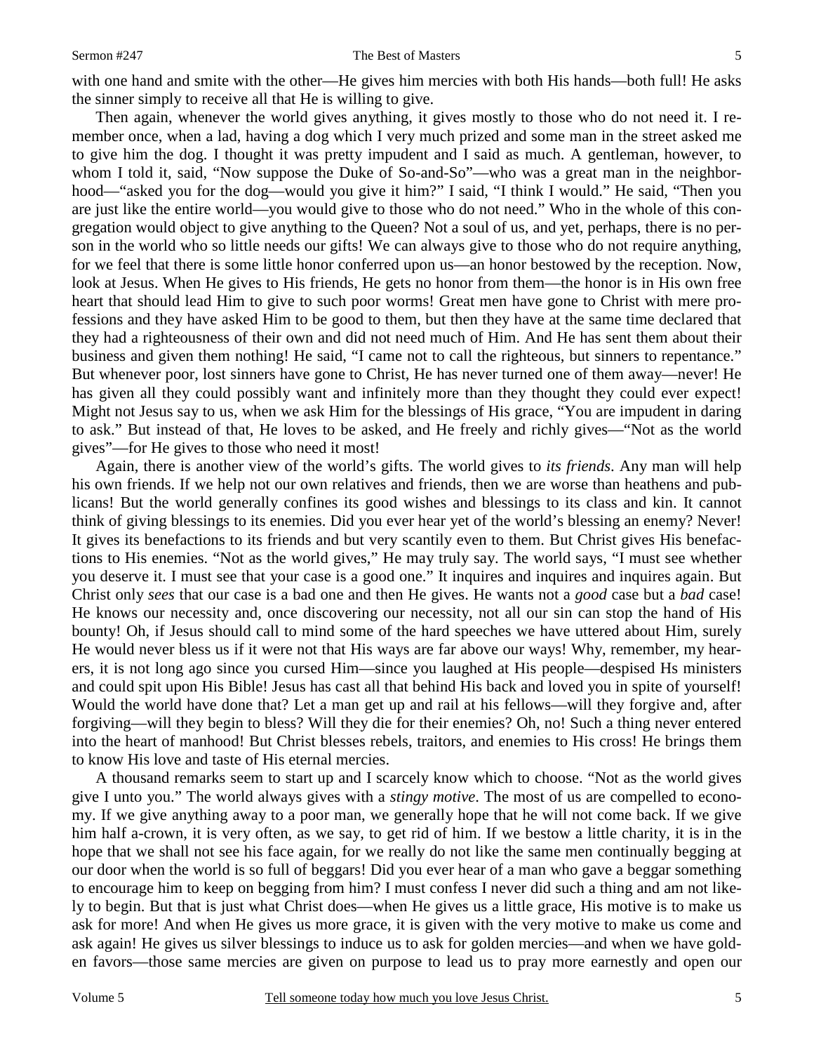with one hand and smite with the other—He gives him mercies with both His hands—both full! He asks the sinner simply to receive all that He is willing to give.

Then again, whenever the world gives anything, it gives mostly to those who do not need it. I remember once, when a lad, having a dog which I very much prized and some man in the street asked me to give him the dog. I thought it was pretty impudent and I said as much. A gentleman, however, to whom I told it, said, "Now suppose the Duke of So-and-So"—who was a great man in the neighborhood—"asked you for the dog—would you give it him?" I said, "I think I would." He said, "Then you are just like the entire world—you would give to those who do not need." Who in the whole of this congregation would object to give anything to the Queen? Not a soul of us, and yet, perhaps, there is no person in the world who so little needs our gifts! We can always give to those who do not require anything, for we feel that there is some little honor conferred upon us—an honor bestowed by the reception. Now, look at Jesus. When He gives to His friends, He gets no honor from them—the honor is in His own free heart that should lead Him to give to such poor worms! Great men have gone to Christ with mere professions and they have asked Him to be good to them, but then they have at the same time declared that they had a righteousness of their own and did not need much of Him. And He has sent them about their business and given them nothing! He said, "I came not to call the righteous, but sinners to repentance." But whenever poor, lost sinners have gone to Christ, He has never turned one of them away—never! He has given all they could possibly want and infinitely more than they thought they could ever expect! Might not Jesus say to us, when we ask Him for the blessings of His grace, "You are impudent in daring to ask." But instead of that, He loves to be asked, and He freely and richly gives—"Not as the world gives"—for He gives to those who need it most!

Again, there is another view of the world's gifts. The world gives to *its friends*. Any man will help his own friends. If we help not our own relatives and friends, then we are worse than heathens and publicans! But the world generally confines its good wishes and blessings to its class and kin. It cannot think of giving blessings to its enemies. Did you ever hear yet of the world's blessing an enemy? Never! It gives its benefactions to its friends and but very scantily even to them. But Christ gives His benefactions to His enemies. "Not as the world gives," He may truly say. The world says, "I must see whether you deserve it. I must see that your case is a good one." It inquires and inquires and inquires again. But Christ only *sees* that our case is a bad one and then He gives. He wants not a *good* case but a *bad* case! He knows our necessity and, once discovering our necessity, not all our sin can stop the hand of His bounty! Oh, if Jesus should call to mind some of the hard speeches we have uttered about Him, surely He would never bless us if it were not that His ways are far above our ways! Why, remember, my hearers, it is not long ago since you cursed Him—since you laughed at His people—despised Hs ministers and could spit upon His Bible! Jesus has cast all that behind His back and loved you in spite of yourself! Would the world have done that? Let a man get up and rail at his fellows—will they forgive and, after forgiving—will they begin to bless? Will they die for their enemies? Oh, no! Such a thing never entered into the heart of manhood! But Christ blesses rebels, traitors, and enemies to His cross! He brings them to know His love and taste of His eternal mercies.

A thousand remarks seem to start up and I scarcely know which to choose. "Not as the world gives give I unto you." The world always gives with a *stingy motive*. The most of us are compelled to economy. If we give anything away to a poor man, we generally hope that he will not come back. If we give him half a-crown, it is very often, as we say, to get rid of him. If we bestow a little charity, it is in the hope that we shall not see his face again, for we really do not like the same men continually begging at our door when the world is so full of beggars! Did you ever hear of a man who gave a beggar something to encourage him to keep on begging from him? I must confess I never did such a thing and am not likely to begin. But that is just what Christ does—when He gives us a little grace, His motive is to make us ask for more! And when He gives us more grace, it is given with the very motive to make us come and ask again! He gives us silver blessings to induce us to ask for golden mercies—and when we have golden favors—those same mercies are given on purpose to lead us to pray more earnestly and open our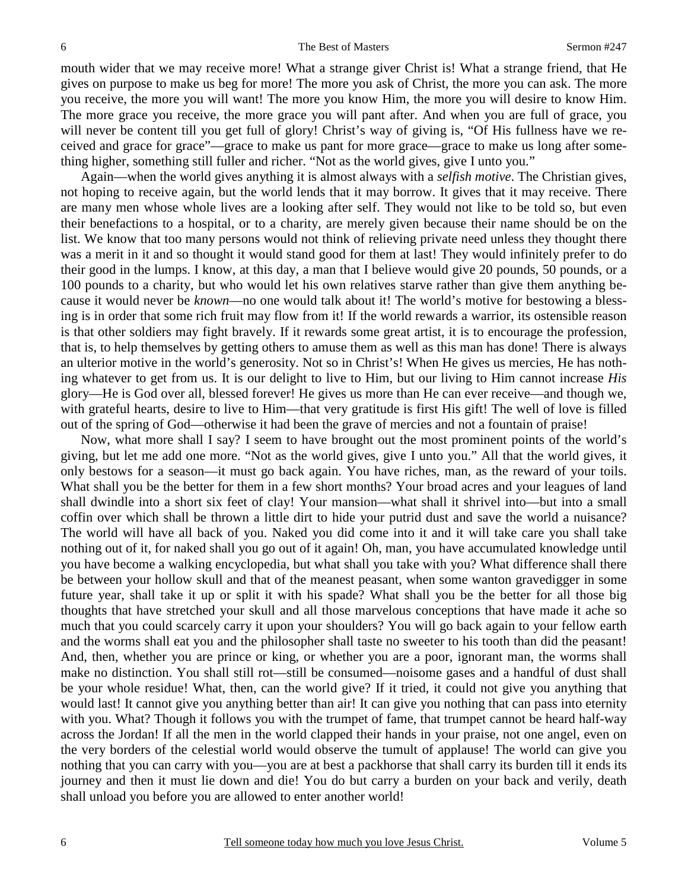mouth wider that we may receive more! What a strange giver Christ is! What a strange friend, that He gives on purpose to make us beg for more! The more you ask of Christ, the more you can ask. The more you receive, the more you will want! The more you know Him, the more you will desire to know Him. The more grace you receive, the more grace you will pant after. And when you are full of grace, you will never be content till you get full of glory! Christ's way of giving is, "Of His fullness have we received and grace for grace"—grace to make us pant for more grace—grace to make us long after something higher, something still fuller and richer. "Not as the world gives, give I unto you."

Again—when the world gives anything it is almost always with a *selfish motive*. The Christian gives, not hoping to receive again, but the world lends that it may borrow. It gives that it may receive. There are many men whose whole lives are a looking after self. They would not like to be told so, but even their benefactions to a hospital, or to a charity, are merely given because their name should be on the list. We know that too many persons would not think of relieving private need unless they thought there was a merit in it and so thought it would stand good for them at last! They would infinitely prefer to do their good in the lumps. I know, at this day, a man that I believe would give 20 pounds, 50 pounds, or a 100 pounds to a charity, but who would let his own relatives starve rather than give them anything because it would never be *known*—no one would talk about it! The world's motive for bestowing a blessing is in order that some rich fruit may flow from it! If the world rewards a warrior, its ostensible reason is that other soldiers may fight bravely. If it rewards some great artist, it is to encourage the profession, that is, to help themselves by getting others to amuse them as well as this man has done! There is always an ulterior motive in the world's generosity. Not so in Christ's! When He gives us mercies, He has nothing whatever to get from us. It is our delight to live to Him, but our living to Him cannot increase *His* glory—He is God over all, blessed forever! He gives us more than He can ever receive—and though we, with grateful hearts, desire to live to Him—that very gratitude is first His gift! The well of love is filled out of the spring of God—otherwise it had been the grave of mercies and not a fountain of praise!

Now, what more shall I say? I seem to have brought out the most prominent points of the world's giving, but let me add one more. "Not as the world gives, give I unto you." All that the world gives, it only bestows for a season—it must go back again. You have riches, man, as the reward of your toils. What shall you be the better for them in a few short months? Your broad acres and your leagues of land shall dwindle into a short six feet of clay! Your mansion—what shall it shrivel into—but into a small coffin over which shall be thrown a little dirt to hide your putrid dust and save the world a nuisance? The world will have all back of you. Naked you did come into it and it will take care you shall take nothing out of it, for naked shall you go out of it again! Oh, man, you have accumulated knowledge until you have become a walking encyclopedia, but what shall you take with you? What difference shall there be between your hollow skull and that of the meanest peasant, when some wanton gravedigger in some future year, shall take it up or split it with his spade? What shall you be the better for all those big thoughts that have stretched your skull and all those marvelous conceptions that have made it ache so much that you could scarcely carry it upon your shoulders? You will go back again to your fellow earth and the worms shall eat you and the philosopher shall taste no sweeter to his tooth than did the peasant! And, then, whether you are prince or king, or whether you are a poor, ignorant man, the worms shall make no distinction. You shall still rot—still be consumed—noisome gases and a handful of dust shall be your whole residue! What, then, can the world give? If it tried, it could not give you anything that would last! It cannot give you anything better than air! It can give you nothing that can pass into eternity with you. What? Though it follows you with the trumpet of fame, that trumpet cannot be heard half-way across the Jordan! If all the men in the world clapped their hands in your praise, not one angel, even on the very borders of the celestial world would observe the tumult of applause! The world can give you nothing that you can carry with you—you are at best a packhorse that shall carry its burden till it ends its journey and then it must lie down and die! You do but carry a burden on your back and verily, death shall unload you before you are allowed to enter another world!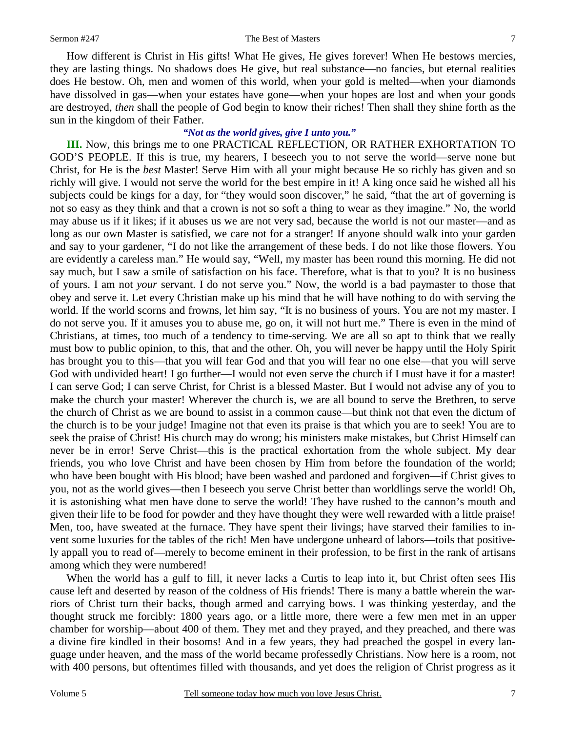How different is Christ in His gifts! What He gives, He gives forever! When He bestows mercies, they are lasting things. No shadows does He give, but real substance—no fancies, but eternal realities does He bestow. Oh, men and women of this world, when your gold is melted—when your diamonds have dissolved in gas—when your estates have gone—when your hopes are lost and when your goods are destroyed, *then* shall the people of God begin to know their riches! Then shall they shine forth as the sun in the kingdom of their Father.

***"Not as the world gives, give I unto you."***

**III.** Now, this brings me to one PRACTICAL REFLECTION, OR RATHER EXHORTATION TO GOD'S PEOPLE. If this is true, my hearers, I beseech you to not serve the world—serve none but Christ, for He is the *best* Master! Serve Him with all your might because He so richly has given and so richly will give. I would not serve the world for the best empire in it! A king once said he wished all his subjects could be kings for a day, for "they would soon discover," he said, "that the art of governing is not so easy as they think and that a crown is not so soft a thing to wear as they imagine." No, the world may abuse us if it likes; if it abuses us we are not very sad, because the world is not our master—and as long as our own Master is satisfied, we care not for a stranger! If anyone should walk into your garden and say to your gardener, "I do not like the arrangement of these beds. I do not like those flowers. You are evidently a careless man." He would say, "Well, my master has been round this morning. He did not say much, but I saw a smile of satisfaction on his face. Therefore, what is that to you? It is no business of yours. I am not *your* servant. I do not serve you." Now, the world is a bad paymaster to those that obey and serve it. Let every Christian make up his mind that he will have nothing to do with serving the world. If the world scorns and frowns, let him say, "It is no business of yours. You are not my master. I do not serve you. If it amuses you to abuse me, go on, it will not hurt me." There is even in the mind of Christians, at times, too much of a tendency to time-serving. We are all so apt to think that we really must bow to public opinion, to this, that and the other. Oh, you will never be happy until the Holy Spirit has brought you to this—that you will fear God and that you will fear no one else—that you will serve God with undivided heart! I go further—I would not even serve the church if I must have it for a master! I can serve God; I can serve Christ, for Christ is a blessed Master. But I would not advise any of you to make the church your master! Wherever the church is, we are all bound to serve the Brethren, to serve the church of Christ as we are bound to assist in a common cause—but think not that even the dictum of the church is to be your judge! Imagine not that even its praise is that which you are to seek! You are to seek the praise of Christ! His church may do wrong; his ministers make mistakes, but Christ Himself can never be in error! Serve Christ—this is the practical exhortation from the whole subject. My dear friends, you who love Christ and have been chosen by Him from before the foundation of the world; who have been bought with His blood; have been washed and pardoned and forgiven—if Christ gives to you, not as the world gives—then I beseech you serve Christ better than worldlings serve the world! Oh, it is astonishing what men have done to serve the world! They have rushed to the cannon's mouth and given their life to be food for powder and they have thought they were well rewarded with a little praise! Men, too, have sweated at the furnace. They have spent their livings; have starved their families to invent some luxuries for the tables of the rich! Men have undergone unheard of labors—toils that positively appall you to read of—merely to become eminent in their profession, to be first in the rank of artisans among which they were numbered!

When the world has a gulf to fill, it never lacks a Curtis to leap into it, but Christ often sees His cause left and deserted by reason of the coldness of His friends! There is many a battle wherein the warriors of Christ turn their backs, though armed and carrying bows. I was thinking yesterday, and the thought struck me forcibly: 1800 years ago, or a little more, there were a few men met in an upper chamber for worship—about 400 of them. They met and they prayed, and they preached, and there was a divine fire kindled in their bosoms! And in a few years, they had preached the gospel in every language under heaven, and the mass of the world became professedly Christians. Now here is a room, not with 400 persons, but oftentimes filled with thousands, and yet does the religion of Christ progress as it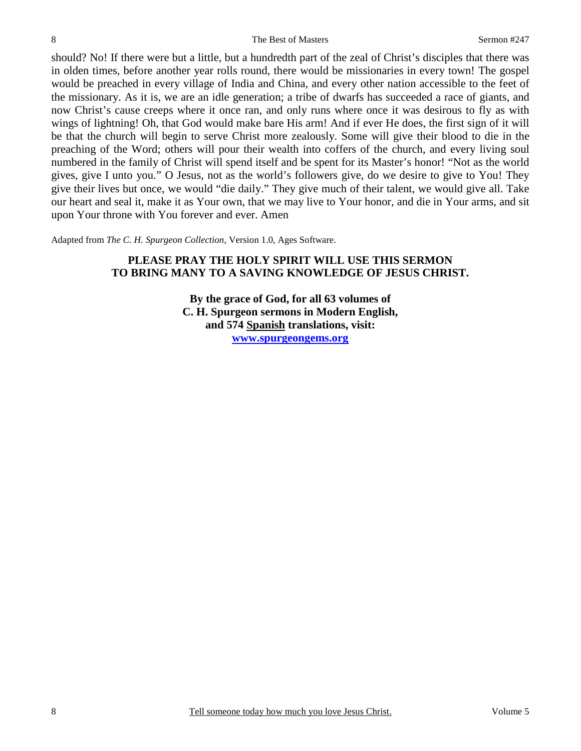should? No! If there were but a little, but a hundredth part of the zeal of Christ's disciples that there was in olden times, before another year rolls round, there would be missionaries in every town! The gospel would be preached in every village of India and China, and every other nation accessible to the feet of the missionary. As it is, we are an idle generation; a tribe of dwarfs has succeeded a race of giants, and now Christ's cause creeps where it once ran, and only runs where once it was desirous to fly as with wings of lightning! Oh, that God would make bare His arm! And if ever He does, the first sign of it will be that the church will begin to serve Christ more zealously. Some will give their blood to die in the preaching of the Word; others will pour their wealth into coffers of the church, and every living soul numbered in the family of Christ will spend itself and be spent for its Master's honor! "Not as the world gives, give I unto you." O Jesus, not as the world's followers give, do we desire to give to You! They give their lives but once, we would "die daily." They give much of their talent, we would give all. Take our heart and seal it, make it as Your own, that we may live to Your honor, and die in Your arms, and sit upon Your throne with You forever and ever. Amen

Adapted from *The C. H. Spurgeon Collection*, Version 1.0, Ages Software.

**PLEASE PRAY THE HOLY SPIRIT WILL USE THIS SERMON TO BRING MANY TO A SAVING KNOWLEDGE OF JESUS CHRIST.**

**By the grace of God, for all 63 volumes of C. H. Spurgeon sermons in Modern English, and 574 Spanish translations, visit: www.spurgeongems.org**